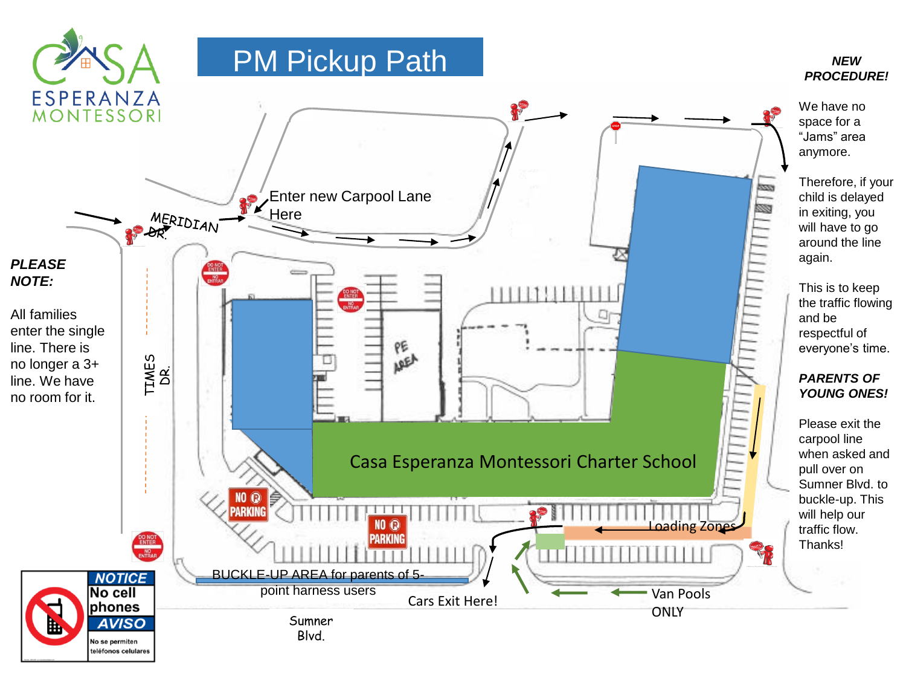# PM Pickup Path

CASA ESPERANZA MONTESSORI

**_PLEASE NOTE:_**

All families enter the single line. There is no longer a 3+ line. We have no room for it.

**_NEW PROCEDURE!_**

We have no space for a “Jams” area anymore.

Therefore, if your child is delayed in exiting, you will have to go around the line again.

This is to keep the traffic flowing and be respectful of everyone’s time.

**_PARENTS OF YOUNG ONES!_**

Please exit the carpool line when asked and pull over on Sumner Blvd. to buckle-up. This will help our traffic flow. Thanks!

MERIDIAN DR.

Enter new Carpool Lane Here

TIMES DR.

DO NOT ENTER / NO ENTRAR

PE AREA

Casa Esperanza Montessori Charter School

NO PARKING

Loading Zones

BUCKLE-UP AREA for parents of 5-point harness users

Cars Exit Here!

Van Pools ONLY

Sumner Blvd.

**NOTICE** No cell phones **AVISO** No se permiten teléfonos celulares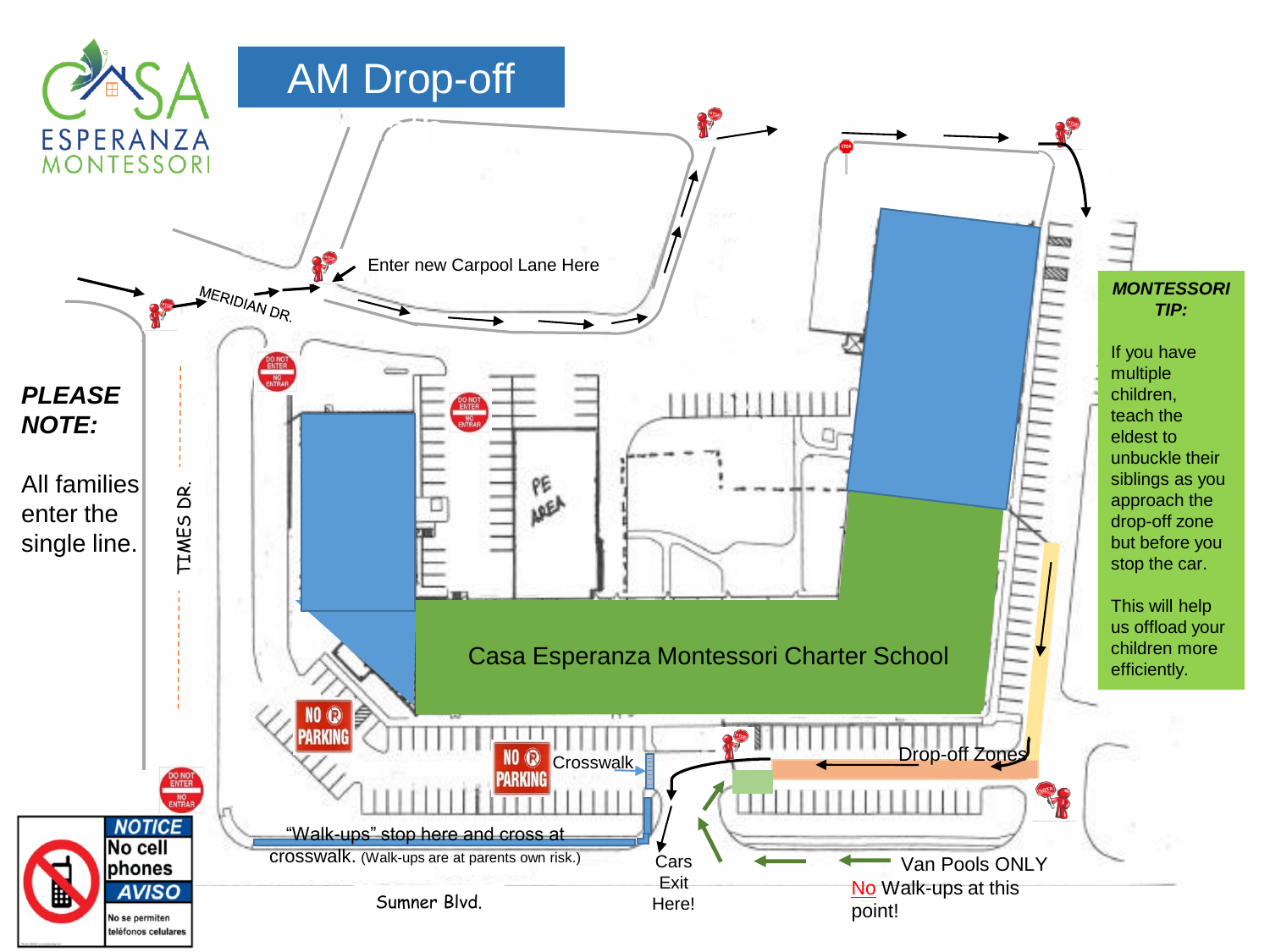CASA ESPERANZA MONTESSORI

# AM Drop-off

Enter new Carpool Lane Here

MERIDIAN DR.

***PLEASE NOTE:***

All families enter the single line.

TIMES DR.

DO NOT ENTER / NO ENTRAR

PE AREA

Casa Esperanza Montessori Charter School

***MONTESSORI TIP:***

If you have multiple children, teach the eldest to unbuckle their siblings as you approach the drop-off zone but before you stop the car.

This will help us offload your children more efficiently.

NO PARKING

Crosswalk

Drop-off Zones

"Walk-ups" stop here and cross at crosswalk. (Walk-ups are at parents own risk.)

Sumner Blvd.

Cars Exit Here!

Van Pools ONLY

No Walk-ups at this point!

**NOTICE**

No cell phones

**AVISO**

No se permiten teléfonos celulares